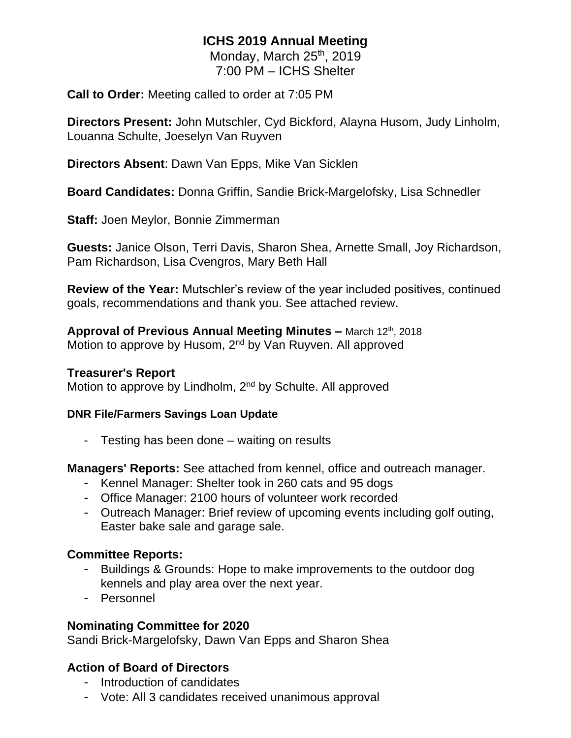# ICHS 2019 Annual Meeting

Monday, March 25th, 2019
7:00 PM – ICHS Shelter

**Call to Order:** Meeting called to order at 7:05 PM

**Directors Present:** John Mutschler, Cyd Bickford, Alayna Husom, Judy Linholm, Louanna Schulte, Joeselyn Van Ruyven

**Directors Absent**: Dawn Van Epps, Mike Van Sicklen

**Board Candidates:** Donna Griffin, Sandie Brick-Margelofsky, Lisa Schnedler

**Staff:** Joen Meylor, Bonnie Zimmerman

**Guests:** Janice Olson, Terri Davis, Sharon Shea, Arnette Small, Joy Richardson, Pam Richardson, Lisa Cvengros, Mary Beth Hall

**Review of the Year:** Mutschler's review of the year included positives, continued goals, recommendations and thank you. See attached review.

**Approval of Previous Annual Meeting Minutes –** March 12th, 2018
Motion to approve by Husom, 2nd by Van Ruyven. All approved

**Treasurer's Report**
Motion to approve by Lindholm, 2nd by Schulte. All approved

**DNR File/Farmers Savings Loan Update**

- Testing has been done – waiting on results

**Managers' Reports:** See attached from kennel, office and outreach manager.

- Kennel Manager: Shelter took in 260 cats and 95 dogs
- Office Manager: 2100 hours of volunteer work recorded
- Outreach Manager: Brief review of upcoming events including golf outing, Easter bake sale and garage sale.

**Committee Reports:**

- Buildings & Grounds: Hope to make improvements to the outdoor dog kennels and play area over the next year.
- Personnel

**Nominating Committee for 2020**
Sandi Brick-Margelofsky, Dawn Van Epps and Sharon Shea

**Action of Board of Directors**

- Introduction of candidates
- Vote: All 3 candidates received unanimous approval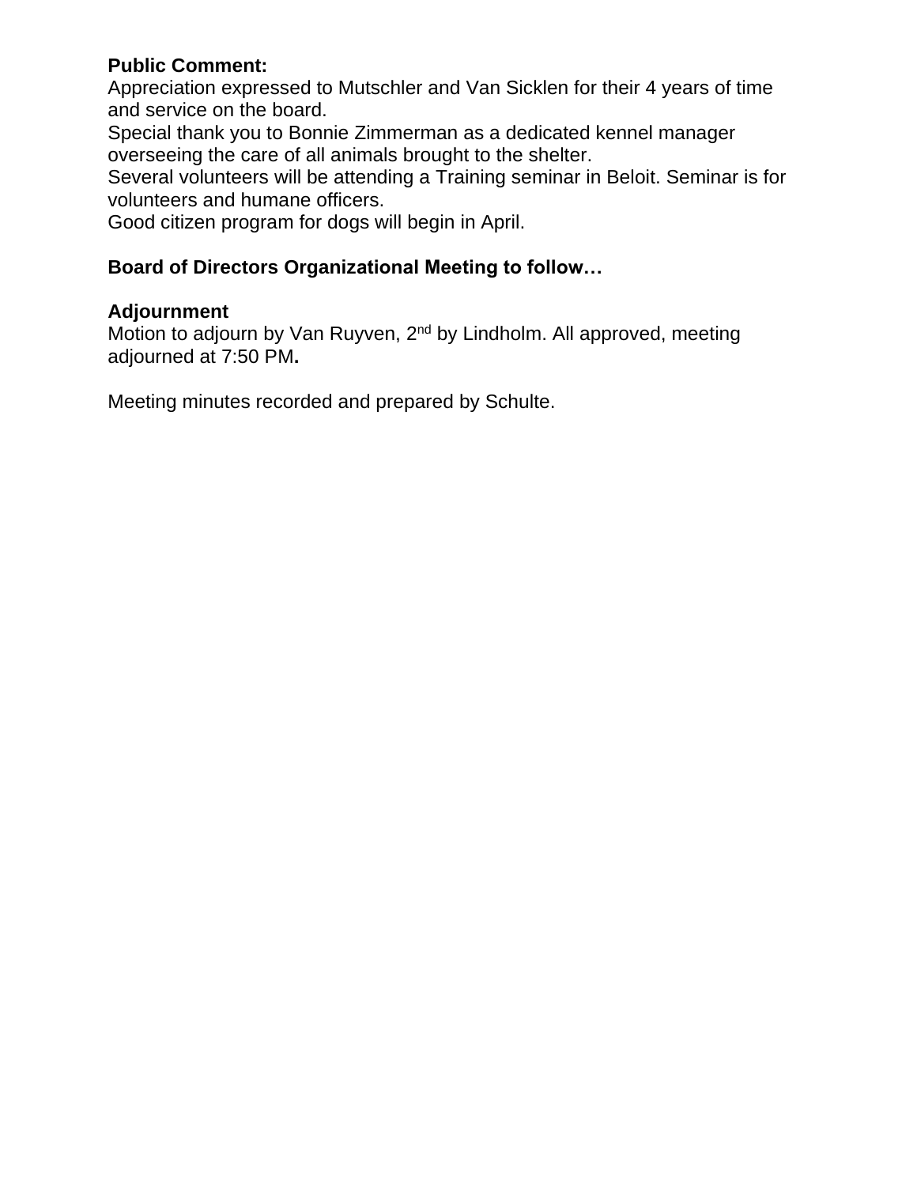**Public Comment:**

Appreciation expressed to Mutschler and Van Sicklen for their 4 years of time and service on the board.

Special thank you to Bonnie Zimmerman as a dedicated kennel manager overseeing the care of all animals brought to the shelter.

Several volunteers will be attending a Training seminar in Beloit. Seminar is for volunteers and humane officers.

Good citizen program for dogs will begin in April.

**Board of Directors Organizational Meeting to follow…**

**Adjournment**

Motion to adjourn by Van Ruyven, 2nd by Lindholm. All approved, meeting adjourned at 7:50 PM**.**

Meeting minutes recorded and prepared by Schulte.